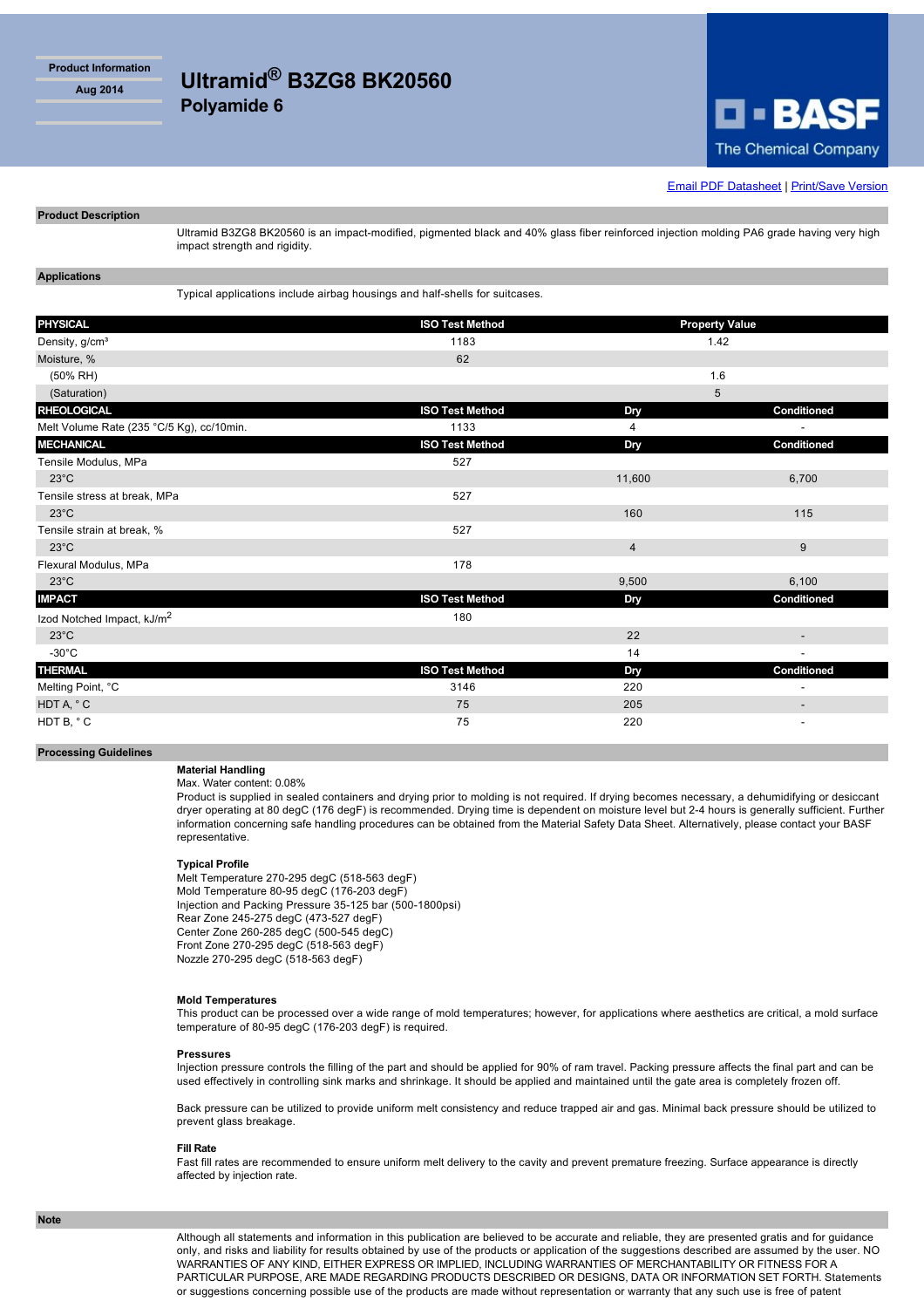Product Information

Aug 2014

# Ultramid® B3ZG8 BK20560

## Polyamide 6

BASF
The Chemical Company

Email PDF Datasheet | Print/Save Version

### Product Description

Ultramid B3ZG8 BK20560 is an impact-modified, pigmented black and 40% glass fiber reinforced injection molding PA6 grade having very high impact strength and rigidity.

### Applications

Typical applications include airbag housings and half-shells for suitcases.

| PHYSICAL | ISO Test Method | Property Value | |
|---|---|---|---|
| Density, g/cm³ | 1183 | 1.42 | |
| Moisture, % | 62 | | |
| (50% RH) | | 1.6 | |
| (Saturation) | | 5 | |
| **RHEOLOGICAL** | **ISO Test Method** | **Dry** | **Conditioned** |
| Melt Volume Rate (235 °C/5 Kg), cc/10min. | 1133 | 4 | - |
| **MECHANICAL** | **ISO Test Method** | **Dry** | **Conditioned** |
| Tensile Modulus, MPa | 527 | | |
| 23°C | | 11,600 | 6,700 |
| Tensile stress at break, MPa | 527 | | |
| 23°C | | 160 | 115 |
| Tensile strain at break, % | 527 | | |
| 23°C | | 4 | 9 |
| Flexural Modulus, MPa | 178 | | |
| 23°C | | 9,500 | 6,100 |
| **IMPACT** | **ISO Test Method** | **Dry** | **Conditioned** |
| Izod Notched Impact, kJ/m$^2$ | 180 | | |
| 23°C | | 22 | - |
| -30°C | | 14 | - |
| **THERMAL** | **ISO Test Method** | **Dry** | **Conditioned** |
| Melting Point, °C | 3146 | 220 | - |
| HDT A, ° C | 75 | 205 | - |
| HDT B, ° C | 75 | 220 | - |

### Processing Guidelines

**Material Handling**
Max. Water content: 0.08%
Product is supplied in sealed containers and drying prior to molding is not required. If drying becomes necessary, a dehumidifying or desiccant dryer operating at 80 degC (176 degF) is recommended. Drying time is dependent on moisture level but 2-4 hours is generally sufficient. Further information concerning safe handling procedures can be obtained from the Material Safety Data Sheet. Alternatively, please contact your BASF representative.

**Typical Profile**
Melt Temperature 270-295 degC (518-563 degF)
Mold Temperature 80-95 degC (176-203 degF)
Injection and Packing Pressure 35-125 bar (500-1800psi)
Rear Zone 245-275 degC (473-527 degF)
Center Zone 260-285 degC (500-545 degC)
Front Zone 270-295 degC (518-563 degF)
Nozzle 270-295 degC (518-563 degF)

**Mold Temperatures**
This product can be processed over a wide range of mold temperatures; however, for applications where aesthetics are critical, a mold surface temperature of 80-95 degC (176-203 degF) is required.

**Pressures**
Injection pressure controls the filling of the part and should be applied for 90% of ram travel. Packing pressure affects the final part and can be used effectively in controlling sink marks and shrinkage. It should be applied and maintained until the gate area is completely frozen off.

Back pressure can be utilized to provide uniform melt consistency and reduce trapped air and gas. Minimal back pressure should be utilized to prevent glass breakage.

**Fill Rate**
Fast fill rates are recommended to ensure uniform melt delivery to the cavity and prevent premature freezing. Surface appearance is directly affected by injection rate.

### Note

Although all statements and information in this publication are believed to be accurate and reliable, they are presented gratis and for guidance only, and risks and liability for results obtained by use of the products or application of the suggestions described are assumed by the user. NO WARRANTIES OF ANY KIND, EITHER EXPRESS OR IMPLIED, INCLUDING WARRANTIES OF MERCHANTABILITY OR FITNESS FOR A PARTICULAR PURPOSE, ARE MADE REGARDING PRODUCTS DESCRIBED OR DESIGNS, DATA OR INFORMATION SET FORTH. Statements or suggestions concerning possible use of the products are made without representation or warranty that any such use is free of patent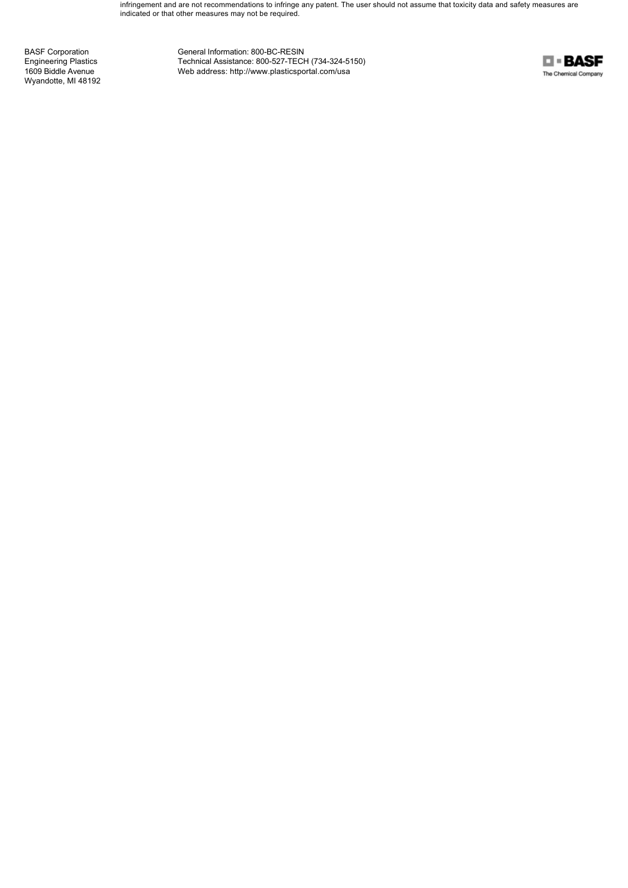infringement and are not recommendations to infringe any patent. The user should not assume that toxicity data and safety measures are indicated or that other measures may not be required.

BASF Corporation
Engineering Plastics
1609 Biddle Avenue
Wyandotte, MI 48192

General Information: 800-BC-RESIN
Technical Assistance: 800-527-TECH (734-324-5150)
Web address: http://www.plasticsportal.com/usa

BASF
The Chemical Company